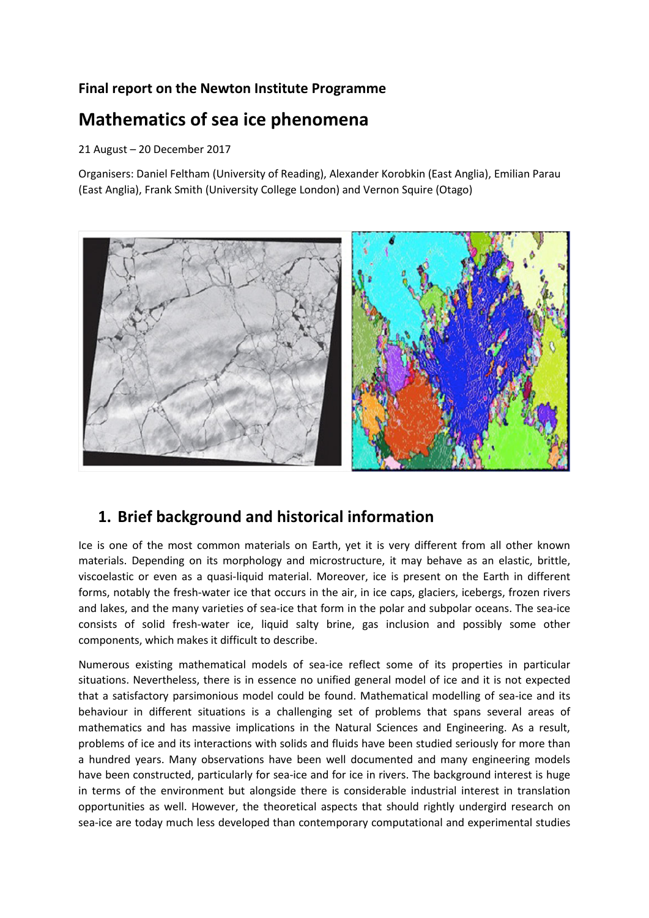**Final report on the Newton Institute Programme**

# Mathematics of sea ice phenomena

21 August – 20 December 2017

Organisers: Daniel Feltham (University of Reading), Alexander Korobkin (East Anglia), Emilian Parau (East Anglia), Frank Smith (University College London) and Vernon Squire (Otago)

## 1. Brief background and historical information

Ice is one of the most common materials on Earth, yet it is very different from all other known materials. Depending on its morphology and microstructure, it may behave as an elastic, brittle, viscoelastic or even as a quasi-liquid material. Moreover, ice is present on the Earth in different forms, notably the fresh-water ice that occurs in the air, in ice caps, glaciers, icebergs, frozen rivers and lakes, and the many varieties of sea-ice that form in the polar and subpolar oceans. The sea-ice consists of solid fresh-water ice, liquid salty brine, gas inclusion and possibly some other components, which makes it difficult to describe.

Numerous existing mathematical models of sea-ice reflect some of its properties in particular situations. Nevertheless, there is in essence no unified general model of ice and it is not expected that a satisfactory parsimonious model could be found. Mathematical modelling of sea-ice and its behaviour in different situations is a challenging set of problems that spans several areas of mathematics and has massive implications in the Natural Sciences and Engineering. As a result, problems of ice and its interactions with solids and fluids have been studied seriously for more than a hundred years. Many observations have been well documented and many engineering models have been constructed, particularly for sea-ice and for ice in rivers. The background interest is huge in terms of the environment but alongside there is considerable industrial interest in translation opportunities as well. However, the theoretical aspects that should rightly undergird research on sea-ice are today much less developed than contemporary computational and experimental studies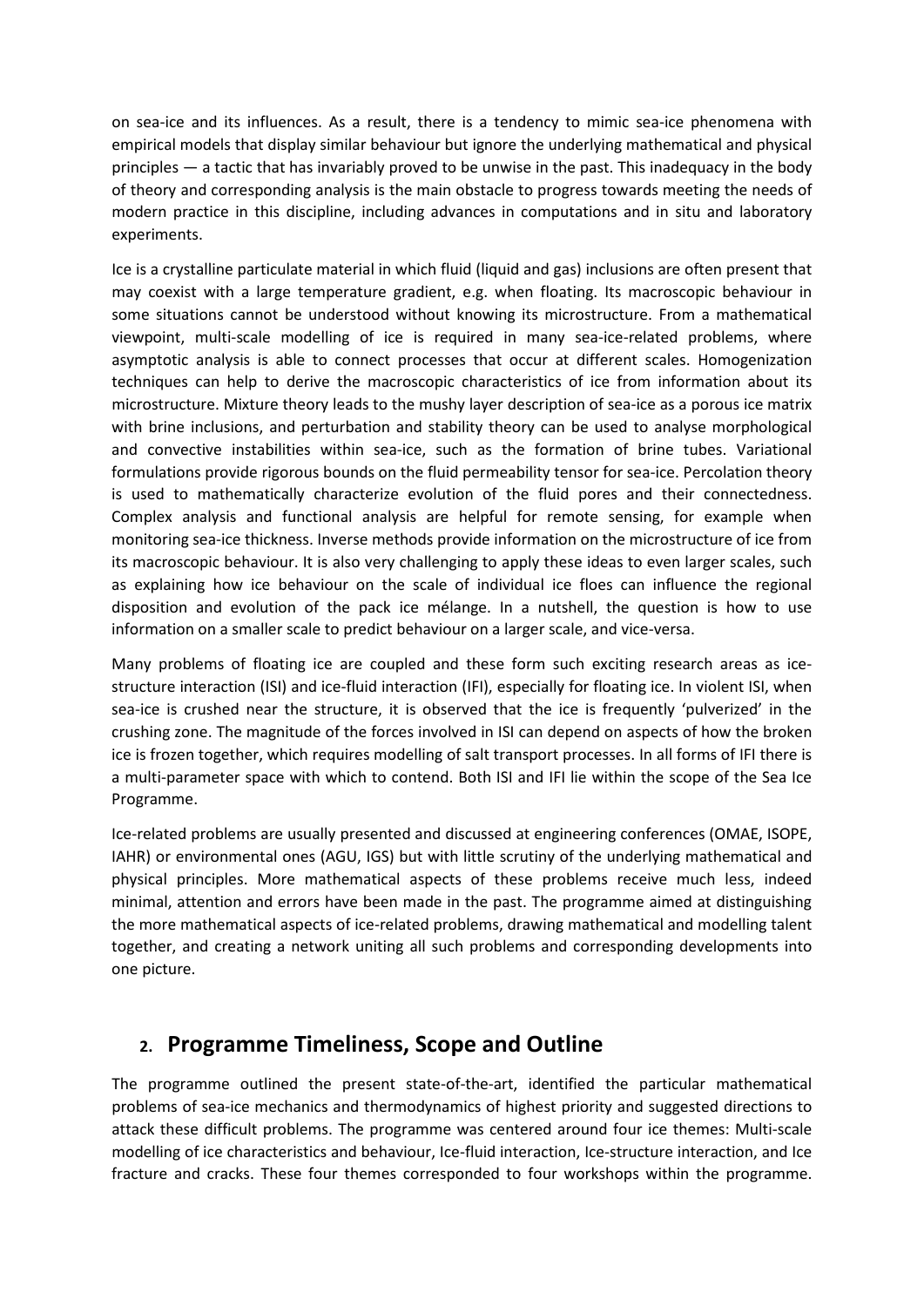on sea-ice and its influences. As a result, there is a tendency to mimic sea-ice phenomena with empirical models that display similar behaviour but ignore the underlying mathematical and physical principles — a tactic that has invariably proved to be unwise in the past. This inadequacy in the body of theory and corresponding analysis is the main obstacle to progress towards meeting the needs of modern practice in this discipline, including advances in computations and in situ and laboratory experiments.

Ice is a crystalline particulate material in which fluid (liquid and gas) inclusions are often present that may coexist with a large temperature gradient, e.g. when floating. Its macroscopic behaviour in some situations cannot be understood without knowing its microstructure. From a mathematical viewpoint, multi-scale modelling of ice is required in many sea-ice-related problems, where asymptotic analysis is able to connect processes that occur at different scales. Homogenization techniques can help to derive the macroscopic characteristics of ice from information about its microstructure. Mixture theory leads to the mushy layer description of sea-ice as a porous ice matrix with brine inclusions, and perturbation and stability theory can be used to analyse morphological and convective instabilities within sea-ice, such as the formation of brine tubes. Variational formulations provide rigorous bounds on the fluid permeability tensor for sea-ice. Percolation theory is used to mathematically characterize evolution of the fluid pores and their connectedness. Complex analysis and functional analysis are helpful for remote sensing, for example when monitoring sea-ice thickness. Inverse methods provide information on the microstructure of ice from its macroscopic behaviour. It is also very challenging to apply these ideas to even larger scales, such as explaining how ice behaviour on the scale of individual ice floes can influence the regional disposition and evolution of the pack ice mélange. In a nutshell, the question is how to use information on a smaller scale to predict behaviour on a larger scale, and vice-versa.

Many problems of floating ice are coupled and these form such exciting research areas as ice-structure interaction (ISI) and ice-fluid interaction (IFI), especially for floating ice. In violent ISI, when sea-ice is crushed near the structure, it is observed that the ice is frequently 'pulverized' in the crushing zone. The magnitude of the forces involved in ISI can depend on aspects of how the broken ice is frozen together, which requires modelling of salt transport processes. In all forms of IFI there is a multi-parameter space with which to contend. Both ISI and IFI lie within the scope of the Sea Ice Programme.

Ice-related problems are usually presented and discussed at engineering conferences (OMAE, ISOPE, IAHR) or environmental ones (AGU, IGS) but with little scrutiny of the underlying mathematical and physical principles. More mathematical aspects of these problems receive much less, indeed minimal, attention and errors have been made in the past. The programme aimed at distinguishing the more mathematical aspects of ice-related problems, drawing mathematical and modelling talent together, and creating a network uniting all such problems and corresponding developments into one picture.

## 2. Programme Timeliness, Scope and Outline

The programme outlined the present state-of-the-art, identified the particular mathematical problems of sea-ice mechanics and thermodynamics of highest priority and suggested directions to attack these difficult problems. The programme was centered around four ice themes: Multi-scale modelling of ice characteristics and behaviour, Ice-fluid interaction, Ice-structure interaction, and Ice fracture and cracks. These four themes corresponded to four workshops within the programme.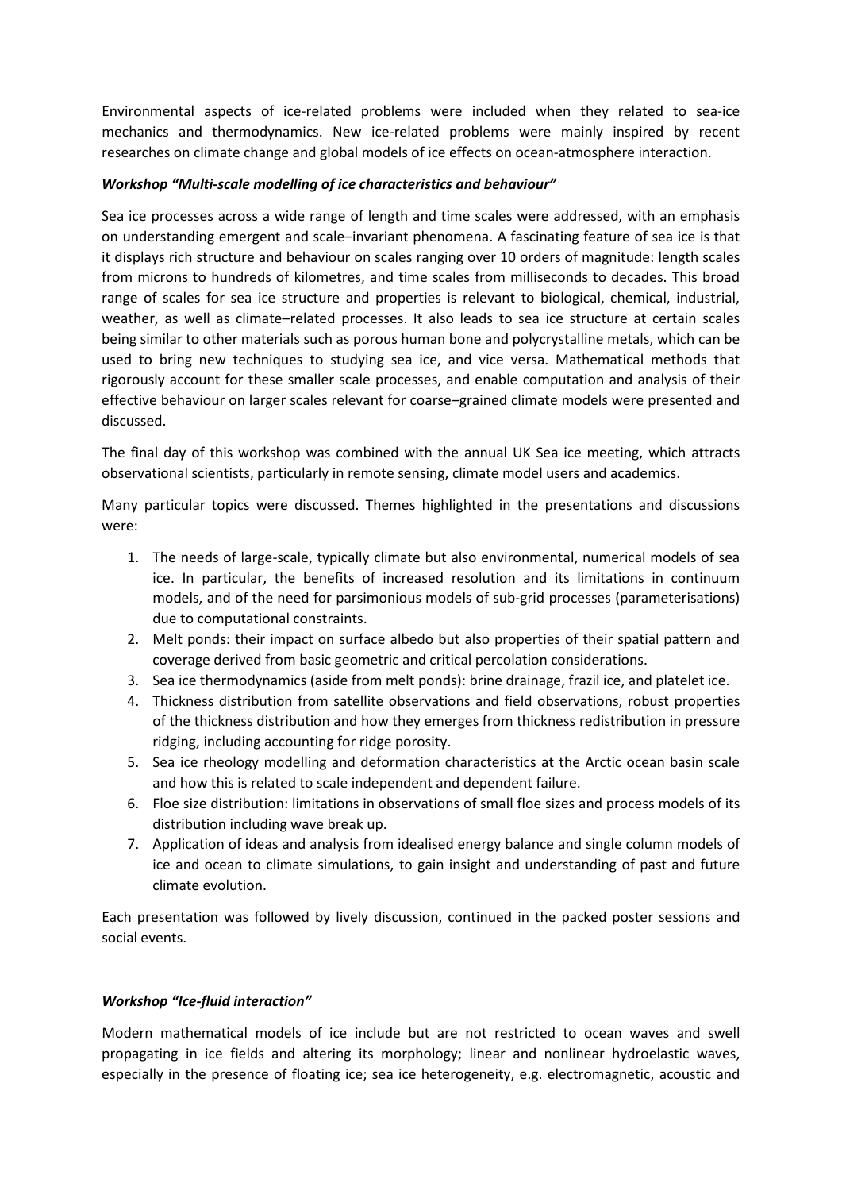Environmental aspects of ice-related problems were included when they related to sea-ice mechanics and thermodynamics. New ice-related problems were mainly inspired by recent researches on climate change and global models of ice effects on ocean-atmosphere interaction.

***Workshop "Multi-scale modelling of ice characteristics and behaviour"***

Sea ice processes across a wide range of length and time scales were addressed, with an emphasis on understanding emergent and scale–invariant phenomena. A fascinating feature of sea ice is that it displays rich structure and behaviour on scales ranging over 10 orders of magnitude: length scales from microns to hundreds of kilometres, and time scales from milliseconds to decades. This broad range of scales for sea ice structure and properties is relevant to biological, chemical, industrial, weather, as well as climate–related processes. It also leads to sea ice structure at certain scales being similar to other materials such as porous human bone and polycrystalline metals, which can be used to bring new techniques to studying sea ice, and vice versa. Mathematical methods that rigorously account for these smaller scale processes, and enable computation and analysis of their effective behaviour on larger scales relevant for coarse–grained climate models were presented and discussed.

The final day of this workshop was combined with the annual UK Sea ice meeting, which attracts observational scientists, particularly in remote sensing, climate model users and academics.

Many particular topics were discussed. Themes highlighted in the presentations and discussions were:

1. The needs of large-scale, typically climate but also environmental, numerical models of sea ice. In particular, the benefits of increased resolution and its limitations in continuum models, and of the need for parsimonious models of sub-grid processes (parameterisations) due to computational constraints.
2. Melt ponds: their impact on surface albedo but also properties of their spatial pattern and coverage derived from basic geometric and critical percolation considerations.
3. Sea ice thermodynamics (aside from melt ponds): brine drainage, frazil ice, and platelet ice.
4. Thickness distribution from satellite observations and field observations, robust properties of the thickness distribution and how they emerges from thickness redistribution in pressure ridging, including accounting for ridge porosity.
5. Sea ice rheology modelling and deformation characteristics at the Arctic ocean basin scale and how this is related to scale independent and dependent failure.
6. Floe size distribution: limitations in observations of small floe sizes and process models of its distribution including wave break up.
7. Application of ideas and analysis from idealised energy balance and single column models of ice and ocean to climate simulations, to gain insight and understanding of past and future climate evolution.

Each presentation was followed by lively discussion, continued in the packed poster sessions and social events.

***Workshop "Ice-fluid interaction"***

Modern mathematical models of ice include but are not restricted to ocean waves and swell propagating in ice fields and altering its morphology; linear and nonlinear hydroelastic waves, especially in the presence of floating ice; sea ice heterogeneity, e.g. electromagnetic, acoustic and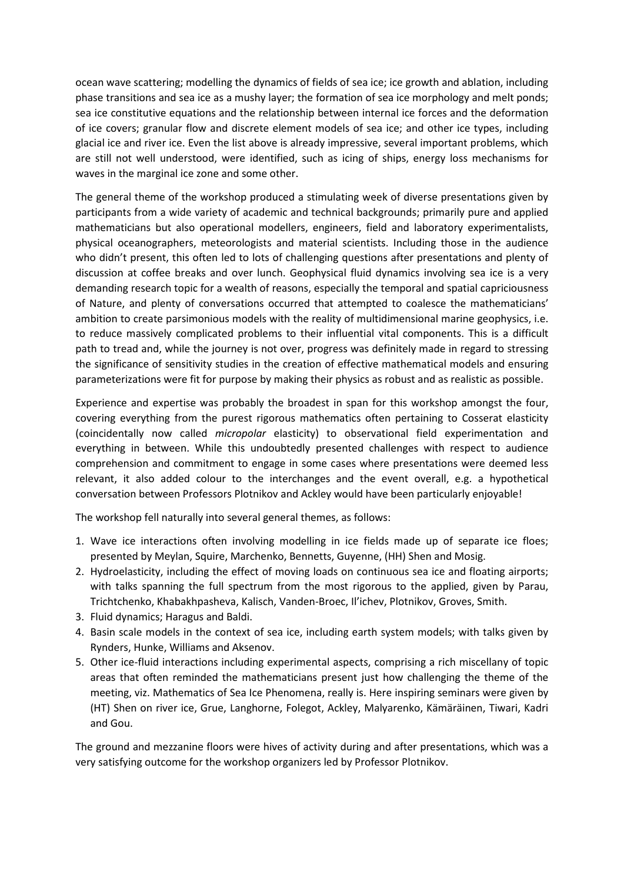ocean wave scattering; modelling the dynamics of fields of sea ice; ice growth and ablation, including phase transitions and sea ice as a mushy layer; the formation of sea ice morphology and melt ponds; sea ice constitutive equations and the relationship between internal ice forces and the deformation of ice covers; granular flow and discrete element models of sea ice; and other ice types, including glacial ice and river ice. Even the list above is already impressive, several important problems, which are still not well understood, were identified, such as icing of ships, energy loss mechanisms for waves in the marginal ice zone and some other.

The general theme of the workshop produced a stimulating week of diverse presentations given by participants from a wide variety of academic and technical backgrounds; primarily pure and applied mathematicians but also operational modellers, engineers, field and laboratory experimentalists, physical oceanographers, meteorologists and material scientists. Including those in the audience who didn't present, this often led to lots of challenging questions after presentations and plenty of discussion at coffee breaks and over lunch. Geophysical fluid dynamics involving sea ice is a very demanding research topic for a wealth of reasons, especially the temporal and spatial capriciousness of Nature, and plenty of conversations occurred that attempted to coalesce the mathematicians' ambition to create parsimonious models with the reality of multidimensional marine geophysics, i.e. to reduce massively complicated problems to their influential vital components. This is a difficult path to tread and, while the journey is not over, progress was definitely made in regard to stressing the significance of sensitivity studies in the creation of effective mathematical models and ensuring parameterizations were fit for purpose by making their physics as robust and as realistic as possible.

Experience and expertise was probably the broadest in span for this workshop amongst the four, covering everything from the purest rigorous mathematics often pertaining to Cosserat elasticity (coincidentally now called *micropolar* elasticity) to observational field experimentation and everything in between. While this undoubtedly presented challenges with respect to audience comprehension and commitment to engage in some cases where presentations were deemed less relevant, it also added colour to the interchanges and the event overall, e.g. a hypothetical conversation between Professors Plotnikov and Ackley would have been particularly enjoyable!

The workshop fell naturally into several general themes, as follows:

1. Wave ice interactions often involving modelling in ice fields made up of separate ice floes; presented by Meylan, Squire, Marchenko, Bennetts, Guyenne, (HH) Shen and Mosig.
2. Hydroelasticity, including the effect of moving loads on continuous sea ice and floating airports; with talks spanning the full spectrum from the most rigorous to the applied, given by Parau, Trichtchenko, Khabakhpasheva, Kalisch, Vanden-Broec, Il'ichev, Plotnikov, Groves, Smith.
3. Fluid dynamics; Haragus and Baldi.
4. Basin scale models in the context of sea ice, including earth system models; with talks given by Rynders, Hunke, Williams and Aksenov.
5. Other ice-fluid interactions including experimental aspects, comprising a rich miscellany of topic areas that often reminded the mathematicians present just how challenging the theme of the meeting, viz. Mathematics of Sea Ice Phenomena, really is. Here inspiring seminars were given by (HT) Shen on river ice, Grue, Langhorne, Folegot, Ackley, Malyarenko, Kämäräinen, Tiwari, Kadri and Gou.

The ground and mezzanine floors were hives of activity during and after presentations, which was a very satisfying outcome for the workshop organizers led by Professor Plotnikov.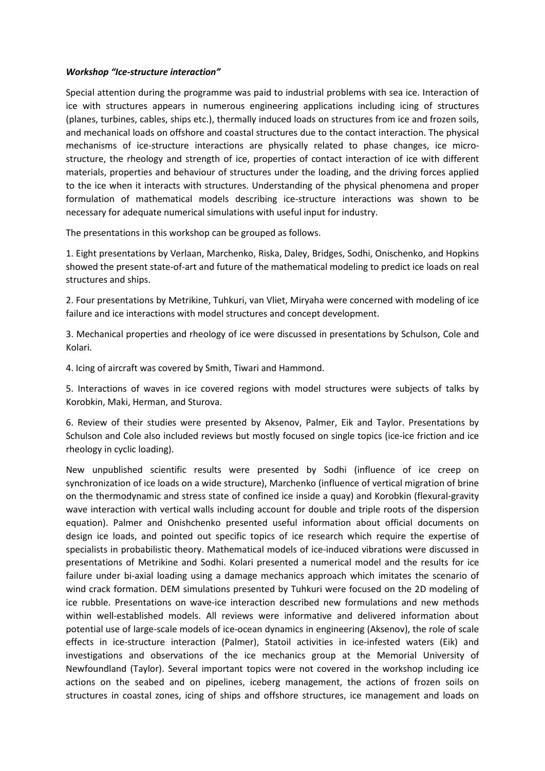***Workshop "Ice-structure interaction"***

Special attention during the programme was paid to industrial problems with sea ice. Interaction of ice with structures appears in numerous engineering applications including icing of structures (planes, turbines, cables, ships etc.), thermally induced loads on structures from ice and frozen soils, and mechanical loads on offshore and coastal structures due to the contact interaction. The physical mechanisms of ice-structure interactions are physically related to phase changes, ice micro-structure, the rheology and strength of ice, properties of contact interaction of ice with different materials, properties and behaviour of structures under the loading, and the driving forces applied to the ice when it interacts with structures. Understanding of the physical phenomena and proper formulation of mathematical models describing ice-structure interactions was shown to be necessary for adequate numerical simulations with useful input for industry.

The presentations in this workshop can be grouped as follows.

1. Eight presentations by Verlaan, Marchenko, Riska, Daley, Bridges, Sodhi, Onischenko, and Hopkins showed the present state-of-art and future of the mathematical modeling to predict ice loads on real structures and ships.

2. Four presentations by Metrikine, Tuhkuri, van Vliet, Miryaha were concerned with modeling of ice failure and ice interactions with model structures and concept development.

3. Mechanical properties and rheology of ice were discussed in presentations by Schulson, Cole and Kolari.

4. Icing of aircraft was covered by Smith, Tiwari and Hammond.

5. Interactions of waves in ice covered regions with model structures were subjects of talks by Korobkin, Maki, Herman, and Sturova.

6. Review of their studies were presented by Aksenov, Palmer, Eik and Taylor. Presentations by Schulson and Cole also included reviews but mostly focused on single topics (ice-ice friction and ice rheology in cyclic loading).

New unpublished scientific results were presented by Sodhi (influence of ice creep on synchronization of ice loads on a wide structure), Marchenko (influence of vertical migration of brine on the thermodynamic and stress state of confined ice inside a quay) and Korobkin (flexural-gravity wave interaction with vertical walls including account for double and triple roots of the dispersion equation). Palmer and Onishchenko presented useful information about official documents on design ice loads, and pointed out specific topics of ice research which require the expertise of specialists in probabilistic theory. Mathematical models of ice-induced vibrations were discussed in presentations of Metrikine and Sodhi. Kolari presented a numerical model and the results for ice failure under bi-axial loading using a damage mechanics approach which imitates the scenario of wind crack formation. DEM simulations presented by Tuhkuri were focused on the 2D modeling of ice rubble. Presentations on wave-ice interaction described new formulations and new methods within well-established models. All reviews were informative and delivered information about potential use of large-scale models of ice-ocean dynamics in engineering (Aksenov), the role of scale effects in ice-structure interaction (Palmer), Statoil activities in ice-infested waters (Eik) and investigations and observations of the ice mechanics group at the Memorial University of Newfoundland (Taylor). Several important topics were not covered in the workshop including ice actions on the seabed and on pipelines, iceberg management, the actions of frozen soils on structures in coastal zones, icing of ships and offshore structures, ice management and loads on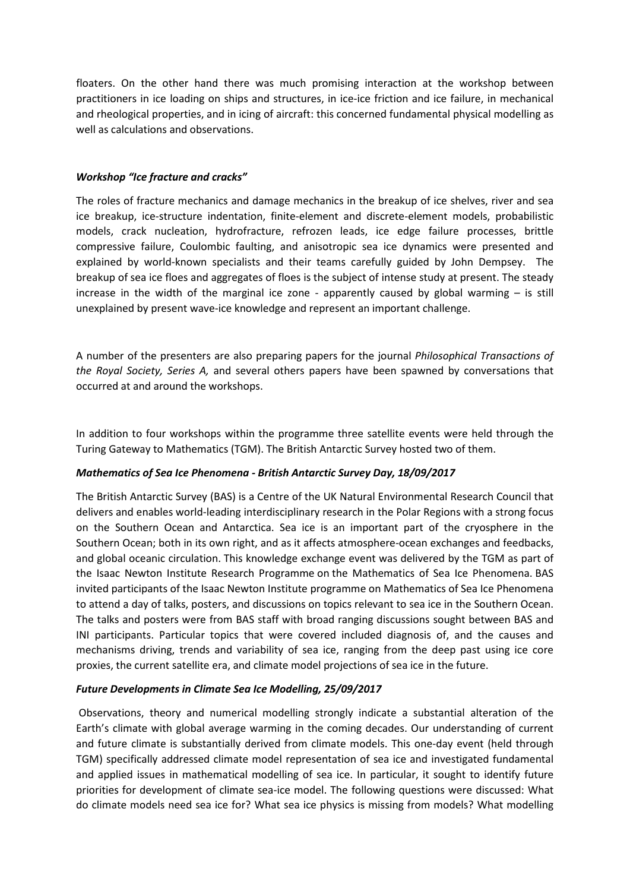floaters. On the other hand there was much promising interaction at the workshop between practitioners in ice loading on ships and structures, in ice-ice friction and ice failure, in mechanical and rheological properties, and in icing of aircraft: this concerned fundamental physical modelling as well as calculations and observations.

***Workshop "Ice fracture and cracks"***

The roles of fracture mechanics and damage mechanics in the breakup of ice shelves, river and sea ice breakup, ice-structure indentation, finite-element and discrete-element models, probabilistic models, crack nucleation, hydrofracture, refrozen leads, ice edge failure processes, brittle compressive failure, Coulombic faulting, and anisotropic sea ice dynamics were presented and explained by world-known specialists and their teams carefully guided by John Dempsey. The breakup of sea ice floes and aggregates of floes is the subject of intense study at present. The steady increase in the width of the marginal ice zone - apparently caused by global warming – is still unexplained by present wave-ice knowledge and represent an important challenge.

A number of the presenters are also preparing papers for the journal *Philosophical Transactions of the Royal Society, Series A,* and several others papers have been spawned by conversations that occurred at and around the workshops.

In addition to four workshops within the programme three satellite events were held through the Turing Gateway to Mathematics (TGM). The British Antarctic Survey hosted two of them.

***Mathematics of Sea Ice Phenomena - British Antarctic Survey Day, 18/09/2017***

The British Antarctic Survey (BAS) is a Centre of the UK Natural Environmental Research Council that delivers and enables world-leading interdisciplinary research in the Polar Regions with a strong focus on the Southern Ocean and Antarctica. Sea ice is an important part of the cryosphere in the Southern Ocean; both in its own right, and as it affects atmosphere-ocean exchanges and feedbacks, and global oceanic circulation. This knowledge exchange event was delivered by the TGM as part of the Isaac Newton Institute Research Programme on the Mathematics of Sea Ice Phenomena. BAS invited participants of the Isaac Newton Institute programme on Mathematics of Sea Ice Phenomena to attend a day of talks, posters, and discussions on topics relevant to sea ice in the Southern Ocean. The talks and posters were from BAS staff with broad ranging discussions sought between BAS and INI participants. Particular topics that were covered included diagnosis of, and the causes and mechanisms driving, trends and variability of sea ice, ranging from the deep past using ice core proxies, the current satellite era, and climate model projections of sea ice in the future.

***Future Developments in Climate Sea Ice Modelling, 25/09/2017***

Observations, theory and numerical modelling strongly indicate a substantial alteration of the Earth's climate with global average warming in the coming decades. Our understanding of current and future climate is substantially derived from climate models. This one-day event (held through TGM) specifically addressed climate model representation of sea ice and investigated fundamental and applied issues in mathematical modelling of sea ice. In particular, it sought to identify future priorities for development of climate sea-ice model. The following questions were discussed: What do climate models need sea ice for? What sea ice physics is missing from models? What modelling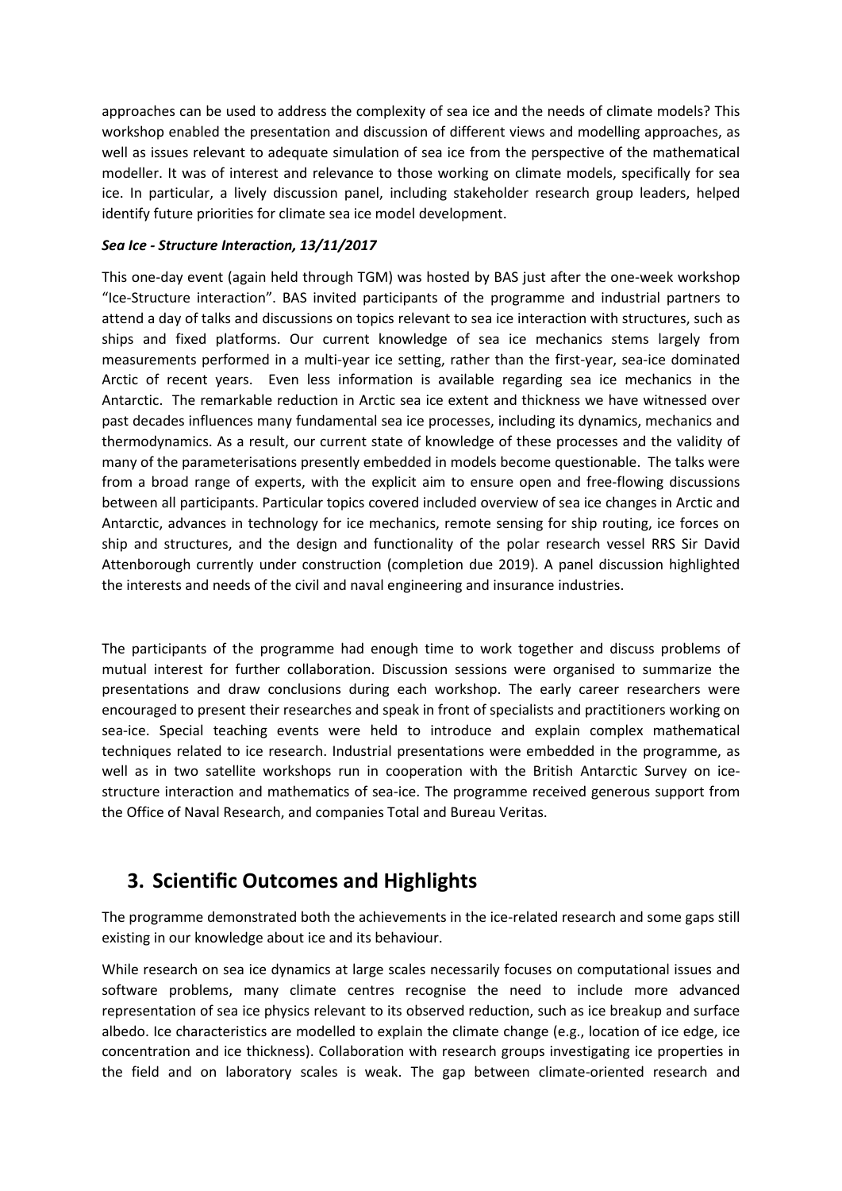approaches can be used to address the complexity of sea ice and the needs of climate models? This workshop enabled the presentation and discussion of different views and modelling approaches, as well as issues relevant to adequate simulation of sea ice from the perspective of the mathematical modeller. It was of interest and relevance to those working on climate models, specifically for sea ice. In particular, a lively discussion panel, including stakeholder research group leaders, helped identify future priorities for climate sea ice model development.

***Sea Ice - Structure Interaction, 13/11/2017***

This one-day event (again held through TGM) was hosted by BAS just after the one-week workshop "Ice-Structure interaction". BAS invited participants of the programme and industrial partners to attend a day of talks and discussions on topics relevant to sea ice interaction with structures, such as ships and fixed platforms. Our current knowledge of sea ice mechanics stems largely from measurements performed in a multi-year ice setting, rather than the first-year, sea-ice dominated Arctic of recent years. Even less information is available regarding sea ice mechanics in the Antarctic. The remarkable reduction in Arctic sea ice extent and thickness we have witnessed over past decades influences many fundamental sea ice processes, including its dynamics, mechanics and thermodynamics. As a result, our current state of knowledge of these processes and the validity of many of the parameterisations presently embedded in models become questionable. The talks were from a broad range of experts, with the explicit aim to ensure open and free-flowing discussions between all participants. Particular topics covered included overview of sea ice changes in Arctic and Antarctic, advances in technology for ice mechanics, remote sensing for ship routing, ice forces on ship and structures, and the design and functionality of the polar research vessel RRS Sir David Attenborough currently under construction (completion due 2019). A panel discussion highlighted the interests and needs of the civil and naval engineering and insurance industries.

The participants of the programme had enough time to work together and discuss problems of mutual interest for further collaboration. Discussion sessions were organised to summarize the presentations and draw conclusions during each workshop. The early career researchers were encouraged to present their researches and speak in front of specialists and practitioners working on sea-ice. Special teaching events were held to introduce and explain complex mathematical techniques related to ice research. Industrial presentations were embedded in the programme, as well as in two satellite workshops run in cooperation with the British Antarctic Survey on ice-structure interaction and mathematics of sea-ice. The programme received generous support from the Office of Naval Research, and companies Total and Bureau Veritas.

## 3. Scientific Outcomes and Highlights

The programme demonstrated both the achievements in the ice-related research and some gaps still existing in our knowledge about ice and its behaviour.

While research on sea ice dynamics at large scales necessarily focuses on computational issues and software problems, many climate centres recognise the need to include more advanced representation of sea ice physics relevant to its observed reduction, such as ice breakup and surface albedo. Ice characteristics are modelled to explain the climate change (e.g., location of ice edge, ice concentration and ice thickness). Collaboration with research groups investigating ice properties in the field and on laboratory scales is weak. The gap between climate-oriented research and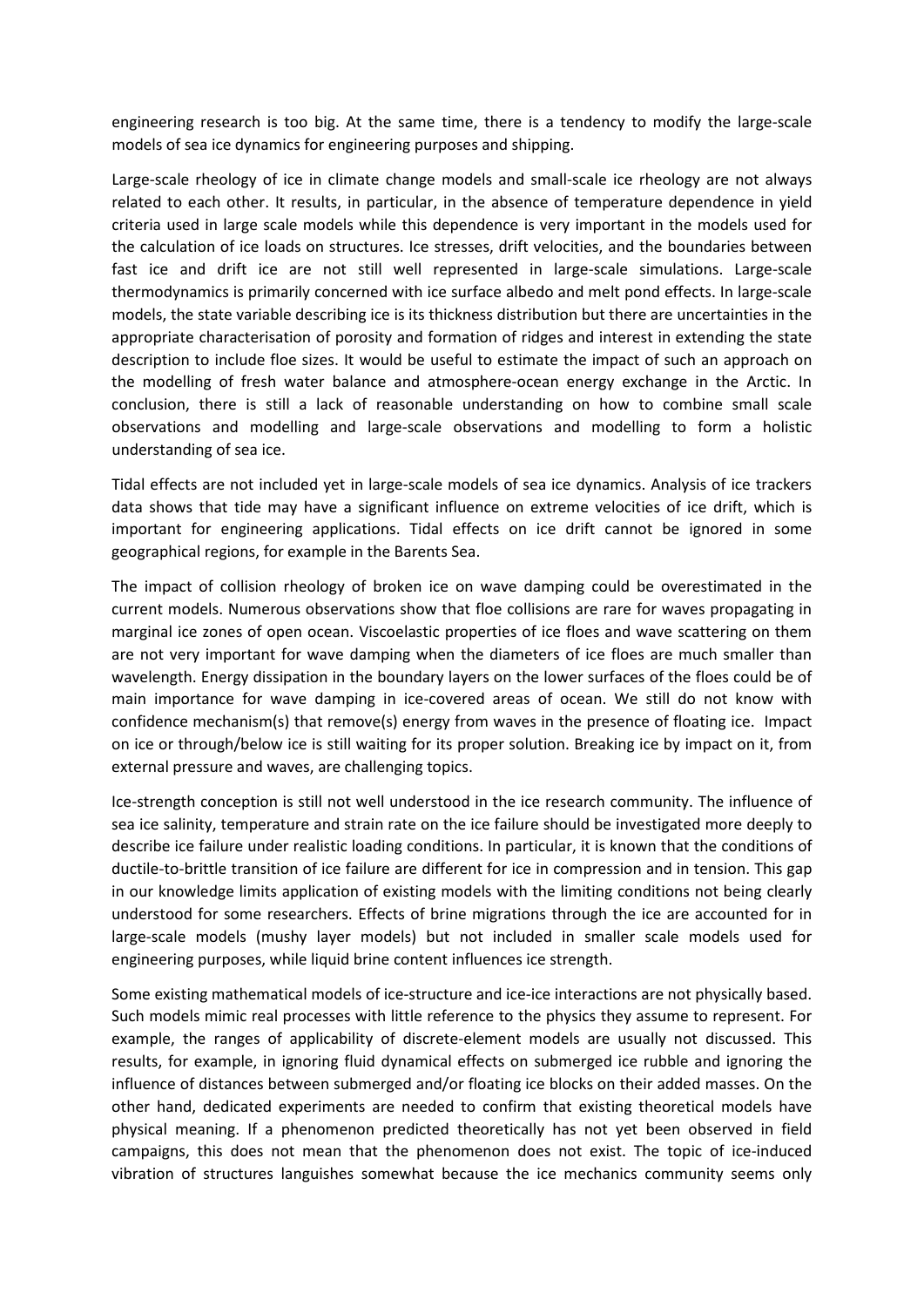engineering research is too big. At the same time, there is a tendency to modify the large-scale models of sea ice dynamics for engineering purposes and shipping.

Large-scale rheology of ice in climate change models and small-scale ice rheology are not always related to each other. It results, in particular, in the absence of temperature dependence in yield criteria used in large scale models while this dependence is very important in the models used for the calculation of ice loads on structures. Ice stresses, drift velocities, and the boundaries between fast ice and drift ice are not still well represented in large-scale simulations. Large-scale thermodynamics is primarily concerned with ice surface albedo and melt pond effects. In large-scale models, the state variable describing ice is its thickness distribution but there are uncertainties in the appropriate characterisation of porosity and formation of ridges and interest in extending the state description to include floe sizes. It would be useful to estimate the impact of such an approach on the modelling of fresh water balance and atmosphere-ocean energy exchange in the Arctic. In conclusion, there is still a lack of reasonable understanding on how to combine small scale observations and modelling and large-scale observations and modelling to form a holistic understanding of sea ice.

Tidal effects are not included yet in large-scale models of sea ice dynamics. Analysis of ice trackers data shows that tide may have a significant influence on extreme velocities of ice drift, which is important for engineering applications. Tidal effects on ice drift cannot be ignored in some geographical regions, for example in the Barents Sea.

The impact of collision rheology of broken ice on wave damping could be overestimated in the current models. Numerous observations show that floe collisions are rare for waves propagating in marginal ice zones of open ocean. Viscoelastic properties of ice floes and wave scattering on them are not very important for wave damping when the diameters of ice floes are much smaller than wavelength. Energy dissipation in the boundary layers on the lower surfaces of the floes could be of main importance for wave damping in ice-covered areas of ocean. We still do not know with confidence mechanism(s) that remove(s) energy from waves in the presence of floating ice. Impact on ice or through/below ice is still waiting for its proper solution. Breaking ice by impact on it, from external pressure and waves, are challenging topics.

Ice-strength conception is still not well understood in the ice research community. The influence of sea ice salinity, temperature and strain rate on the ice failure should be investigated more deeply to describe ice failure under realistic loading conditions. In particular, it is known that the conditions of ductile-to-brittle transition of ice failure are different for ice in compression and in tension. This gap in our knowledge limits application of existing models with the limiting conditions not being clearly understood for some researchers. Effects of brine migrations through the ice are accounted for in large-scale models (mushy layer models) but not included in smaller scale models used for engineering purposes, while liquid brine content influences ice strength.

Some existing mathematical models of ice-structure and ice-ice interactions are not physically based. Such models mimic real processes with little reference to the physics they assume to represent. For example, the ranges of applicability of discrete-element models are usually not discussed. This results, for example, in ignoring fluid dynamical effects on submerged ice rubble and ignoring the influence of distances between submerged and/or floating ice blocks on their added masses. On the other hand, dedicated experiments are needed to confirm that existing theoretical models have physical meaning. If a phenomenon predicted theoretically has not yet been observed in field campaigns, this does not mean that the phenomenon does not exist. The topic of ice-induced vibration of structures languishes somewhat because the ice mechanics community seems only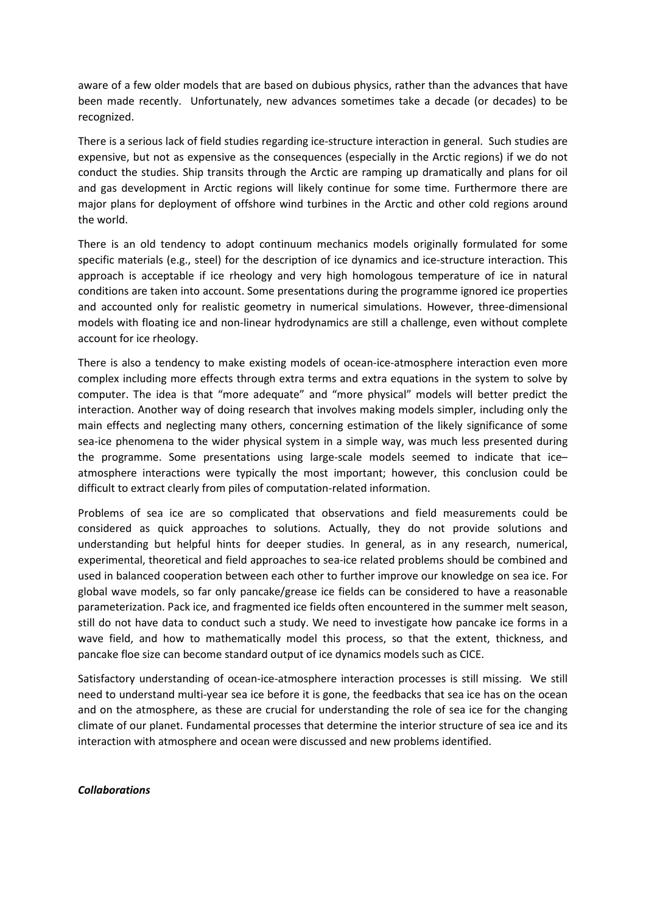aware of a few older models that are based on dubious physics, rather than the advances that have been made recently. Unfortunately, new advances sometimes take a decade (or decades) to be recognized.

There is a serious lack of field studies regarding ice-structure interaction in general. Such studies are expensive, but not as expensive as the consequences (especially in the Arctic regions) if we do not conduct the studies. Ship transits through the Arctic are ramping up dramatically and plans for oil and gas development in Arctic regions will likely continue for some time. Furthermore there are major plans for deployment of offshore wind turbines in the Arctic and other cold regions around the world.

There is an old tendency to adopt continuum mechanics models originally formulated for some specific materials (e.g., steel) for the description of ice dynamics and ice-structure interaction. This approach is acceptable if ice rheology and very high homologous temperature of ice in natural conditions are taken into account. Some presentations during the programme ignored ice properties and accounted only for realistic geometry in numerical simulations. However, three-dimensional models with floating ice and non-linear hydrodynamics are still a challenge, even without complete account for ice rheology.

There is also a tendency to make existing models of ocean-ice-atmosphere interaction even more complex including more effects through extra terms and extra equations in the system to solve by computer. The idea is that "more adequate" and "more physical" models will better predict the interaction. Another way of doing research that involves making models simpler, including only the main effects and neglecting many others, concerning estimation of the likely significance of some sea-ice phenomena to the wider physical system in a simple way, was much less presented during the programme. Some presentations using large-scale models seemed to indicate that ice–atmosphere interactions were typically the most important; however, this conclusion could be difficult to extract clearly from piles of computation-related information.

Problems of sea ice are so complicated that observations and field measurements could be considered as quick approaches to solutions. Actually, they do not provide solutions and understanding but helpful hints for deeper studies. In general, as in any research, numerical, experimental, theoretical and field approaches to sea-ice related problems should be combined and used in balanced cooperation between each other to further improve our knowledge on sea ice. For global wave models, so far only pancake/grease ice fields can be considered to have a reasonable parameterization. Pack ice, and fragmented ice fields often encountered in the summer melt season, still do not have data to conduct such a study. We need to investigate how pancake ice forms in a wave field, and how to mathematically model this process, so that the extent, thickness, and pancake floe size can become standard output of ice dynamics models such as CICE.

Satisfactory understanding of ocean-ice-atmosphere interaction processes is still missing. We still need to understand multi-year sea ice before it is gone, the feedbacks that sea ice has on the ocean and on the atmosphere, as these are crucial for understanding the role of sea ice for the changing climate of our planet. Fundamental processes that determine the interior structure of sea ice and its interaction with atmosphere and ocean were discussed and new problems identified.

***Collaborations***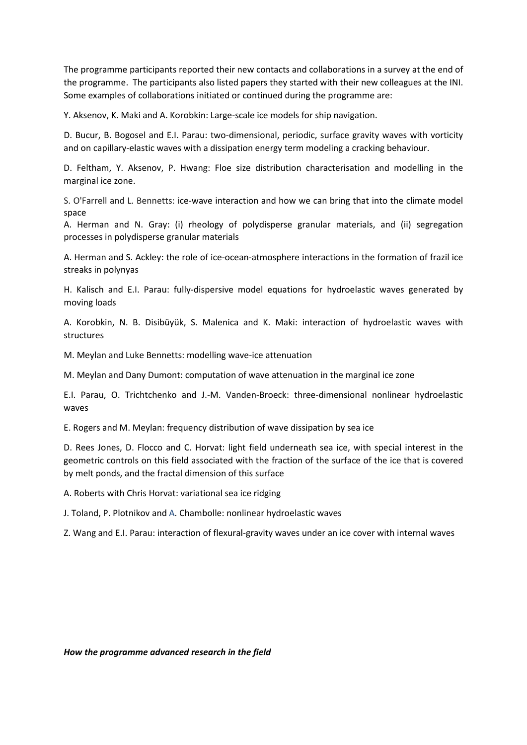The programme participants reported their new contacts and collaborations in a survey at the end of the programme. The participants also listed papers they started with their new colleagues at the INI. Some examples of collaborations initiated or continued during the programme are:

Y. Aksenov, K. Maki and A. Korobkin: Large-scale ice models for ship navigation.

D. Bucur, B. Bogosel and E.I. Parau: two-dimensional, periodic, surface gravity waves with vorticity and on capillary-elastic waves with a dissipation energy term modeling a cracking behaviour.

D. Feltham, Y. Aksenov, P. Hwang: Floe size distribution characterisation and modelling in the marginal ice zone.

S. O'Farrell and L. Bennetts: ice-wave interaction and how we can bring that into the climate model space

A. Herman and N. Gray: (i) rheology of polydisperse granular materials, and (ii) segregation processes in polydisperse granular materials

A. Herman and S. Ackley: the role of ice-ocean-atmosphere interactions in the formation of frazil ice streaks in polynyas

H. Kalisch and E.I. Parau: fully-dispersive model equations for hydroelastic waves generated by moving loads

A. Korobkin, N. B. Disibüyük, S. Malenica and K. Maki: interaction of hydroelastic waves with structures

M. Meylan and Luke Bennetts: modelling wave-ice attenuation

M. Meylan and Dany Dumont: computation of wave attenuation in the marginal ice zone

E.I. Parau, O. Trichtchenko and J.-M. Vanden-Broeck: three-dimensional nonlinear hydroelastic waves

E. Rogers and M. Meylan: frequency distribution of wave dissipation by sea ice

D. Rees Jones, D. Flocco and C. Horvat: light field underneath sea ice, with special interest in the geometric controls on this field associated with the fraction of the surface of the ice that is covered by melt ponds, and the fractal dimension of this surface

A. Roberts with Chris Horvat: variational sea ice ridging

J. Toland, P. Plotnikov and A. Chambolle: nonlinear hydroelastic waves

Z. Wang and E.I. Parau: interaction of flexural-gravity waves under an ice cover with internal waves

***How the programme advanced research in the field***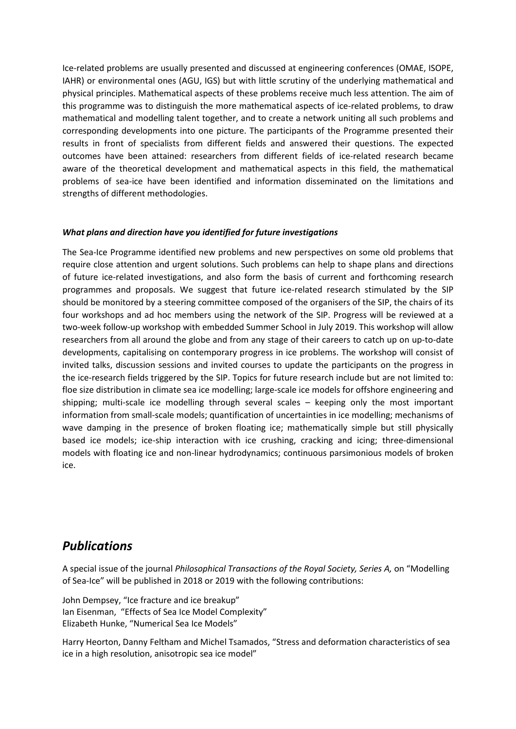Ice-related problems are usually presented and discussed at engineering conferences (OMAE, ISOPE, IAHR) or environmental ones (AGU, IGS) but with little scrutiny of the underlying mathematical and physical principles. Mathematical aspects of these problems receive much less attention. The aim of this programme was to distinguish the more mathematical aspects of ice-related problems, to draw mathematical and modelling talent together, and to create a network uniting all such problems and corresponding developments into one picture. The participants of the Programme presented their results in front of specialists from different fields and answered their questions. The expected outcomes have been attained: researchers from different fields of ice-related research became aware of the theoretical development and mathematical aspects in this field, the mathematical problems of sea-ice have been identified and information disseminated on the limitations and strengths of different methodologies.

***What plans and direction have you identified for future investigations***

The Sea-Ice Programme identified new problems and new perspectives on some old problems that require close attention and urgent solutions. Such problems can help to shape plans and directions of future ice-related investigations, and also form the basis of current and forthcoming research programmes and proposals. We suggest that future ice-related research stimulated by the SIP should be monitored by a steering committee composed of the organisers of the SIP, the chairs of its four workshops and ad hoc members using the network of the SIP. Progress will be reviewed at a two-week follow-up workshop with embedded Summer School in July 2019. This workshop will allow researchers from all around the globe and from any stage of their careers to catch up on up-to-date developments, capitalising on contemporary progress in ice problems. The workshop will consist of invited talks, discussion sessions and invited courses to update the participants on the progress in the ice-research fields triggered by the SIP. Topics for future research include but are not limited to: floe size distribution in climate sea ice modelling; large-scale ice models for offshore engineering and shipping; multi-scale ice modelling through several scales – keeping only the most important information from small-scale models; quantification of uncertainties in ice modelling; mechanisms of wave damping in the presence of broken floating ice; mathematically simple but still physically based ice models; ice-ship interaction with ice crushing, cracking and icing; three-dimensional models with floating ice and non-linear hydrodynamics; continuous parsimonious models of broken ice.

## *Publications*

A special issue of the journal *Philosophical Transactions of the Royal Society, Series A,* on "Modelling of Sea-Ice" will be published in 2018 or 2019 with the following contributions:

John Dempsey, "Ice fracture and ice breakup"  
Ian Eisenman, "Effects of Sea Ice Model Complexity"  
Elizabeth Hunke, "Numerical Sea Ice Models"

Harry Heorton, Danny Feltham and Michel Tsamados, "Stress and deformation characteristics of sea ice in a high resolution, anisotropic sea ice model"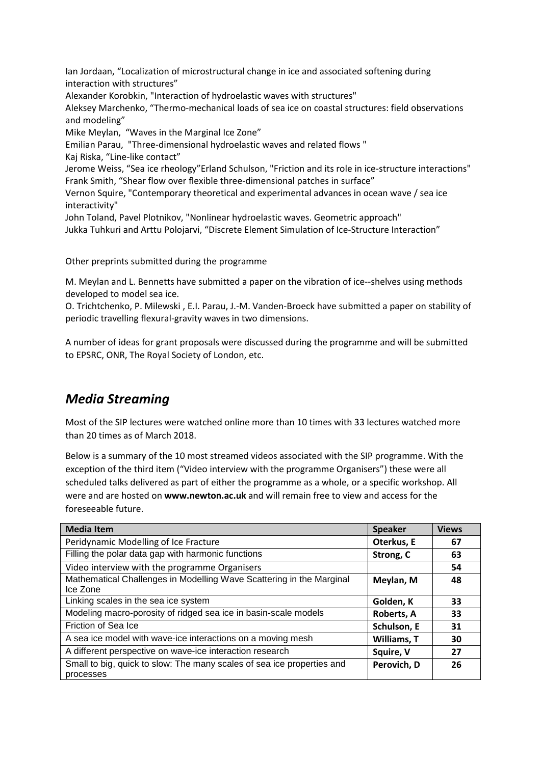Ian Jordaan, “Localization of microstructural change in ice and associated softening during interaction with structures”
Alexander Korobkin, "Interaction of hydroelastic waves with structures"
Aleksey Marchenko, “Thermo-mechanical loads of sea ice on coastal structures: field observations and modeling”
Mike Meylan, “Waves in the Marginal Ice Zone”
Emilian Parau, "Three-dimensional hydroelastic waves and related flows "
Kaj Riska, “Line-like contact”
Jerome Weiss, “Sea ice rheology”Erland Schulson, "Friction and its role in ice-structure interactions"
Frank Smith, “Shear flow over flexible three-dimensional patches in surface”
Vernon Squire, "Contemporary theoretical and experimental advances in ocean wave / sea ice interactivity"
John Toland, Pavel Plotnikov, "Nonlinear hydroelastic waves. Geometric approach"
Jukka Tuhkuri and Arttu Polojarvi, “Discrete Element Simulation of Ice-Structure Interaction”

Other preprints submitted during the programme

M. Meylan and L. Bennetts have submitted a paper on the vibration of ice--shelves using methods developed to model sea ice.
O. Trichtchenko, P. Milewski , E.I. Parau, J.-M. Vanden-Broeck have submitted a paper on stability of periodic travelling flexural-gravity waves in two dimensions.

A number of ideas for grant proposals were discussed during the programme and will be submitted to EPSRC, ONR, The Royal Society of London, etc.

## *Media Streaming*

Most of the SIP lectures were watched online more than 10 times with 33 lectures watched more than 20 times as of March 2018.

Below is a summary of the 10 most streamed videos associated with the SIP programme. With the exception of the third item (“Video interview with the programme Organisers”) these were all scheduled talks delivered as part of either the programme as a whole, or a specific workshop. All were and are hosted on **www.newton.ac.uk** and will remain free to view and access for the foreseeable future.

| Media Item | Speaker | Views |
|---|---|---|
| Peridynamic Modelling of Ice Fracture | **Oterkus, E** | **67** |
| Filling the polar data gap with harmonic functions | **Strong, C** | **63** |
| Video interview with the programme Organisers | | **54** |
| Mathematical Challenges in Modelling Wave Scattering in the Marginal Ice Zone | **Meylan, M** | **48** |
| Linking scales in the sea ice system | **Golden, K** | **33** |
| Modeling macro-porosity of ridged sea ice in basin-scale models | **Roberts, A** | **33** |
| Friction of Sea Ice | **Schulson, E** | **31** |
| A sea ice model with wave-ice interactions on a moving mesh | **Williams, T** | **30** |
| A different perspective on wave-ice interaction research | **Squire, V** | **27** |
| Small to big, quick to slow: The many scales of sea ice properties and processes | **Perovich, D** | **26** |